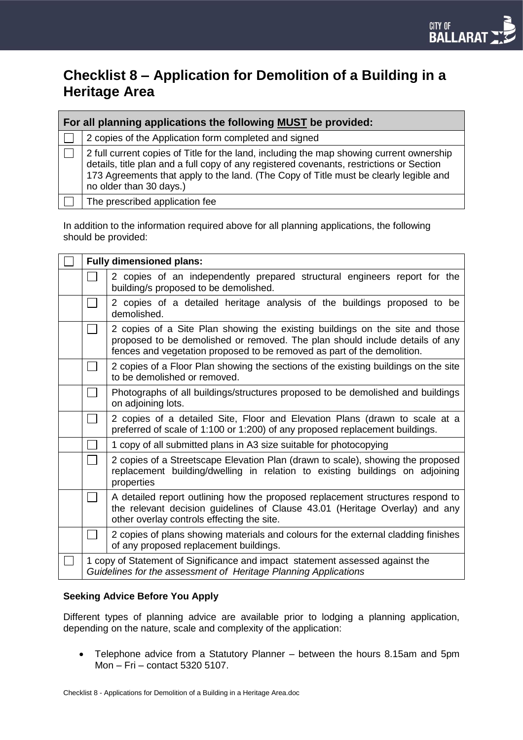# Checklist 8 – Application for Demolition of a Building in a Heritage Area

| | For all planning applications the following **MUST** be provided: |
|---|---|
| ☐ | 2 copies of the Application form completed and signed |
| ☐ | 2 full current copies of Title for the land, including the map showing current ownership details, title plan and a full copy of any registered covenants, restrictions or Section 173 Agreements that apply to the land. (The Copy of Title must be clearly legible and no older than 30 days.) |
| ☐ | The prescribed application fee |

In addition to the information required above for all planning applications, the following should be provided:

| | | |
|---|---|---|
| ☐ | **Fully dimensioned plans:** | |
| | ☐ | 2 copies of an independently prepared structural engineers report for the building/s proposed to be demolished. |
| | ☐ | 2 copies of a detailed heritage analysis of the buildings proposed to be demolished. |
| | ☐ | 2 copies of a Site Plan showing the existing buildings on the site and those proposed to be demolished or removed. The plan should include details of any fences and vegetation proposed to be removed as part of the demolition. |
| | ☐ | 2 copies of a Floor Plan showing the sections of the existing buildings on the site to be demolished or removed. |
| | ☐ | Photographs of all buildings/structures proposed to be demolished and buildings on adjoining lots. |
| | ☐ | 2 copies of a detailed Site, Floor and Elevation Plans (drawn to scale at a preferred of scale of 1:100 or 1:200) of any proposed replacement buildings. |
| | ☐ | 1 copy of all submitted plans in A3 size suitable for photocopying |
| | ☐ | 2 copies of a Streetscape Elevation Plan (drawn to scale), showing the proposed replacement building/dwelling in relation to existing buildings on adjoining properties |
| | ☐ | A detailed report outlining how the proposed replacement structures respond to the relevant decision guidelines of Clause 43.01 (Heritage Overlay) and any other overlay controls effecting the site. |
| | ☐ | 2 copies of plans showing materials and colours for the external cladding finishes of any proposed replacement buildings. |
| ☐ | 1 copy of Statement of Significance and impact statement assessed against the *Guidelines for the assessment of Heritage Planning Applications* | |

**Seeking Advice Before You Apply**

Different types of planning advice are available prior to lodging a planning application, depending on the nature, scale and complexity of the application:

- Telephone advice from a Statutory Planner – between the hours 8.15am and 5pm Mon – Fri – contact 5320 5107.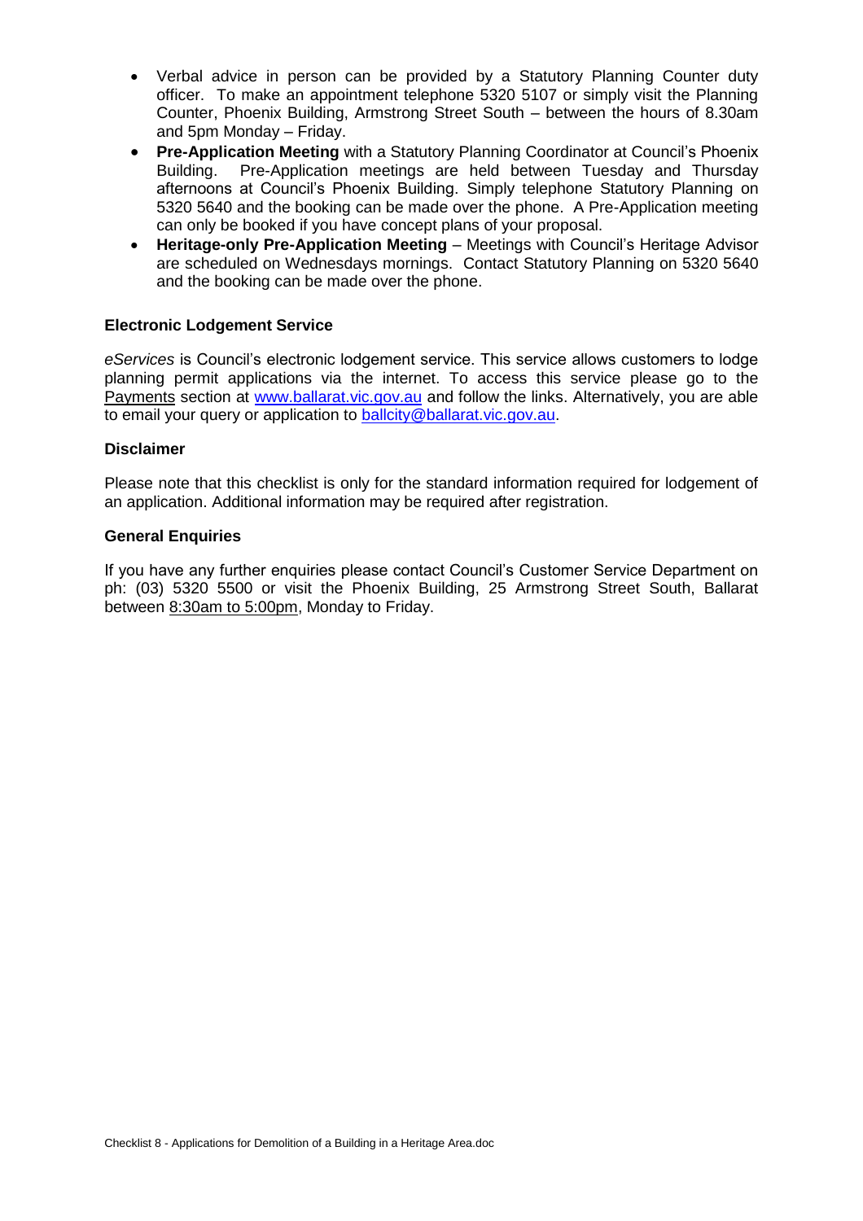- Verbal advice in person can be provided by a Statutory Planning Counter duty officer. To make an appointment telephone 5320 5107 or simply visit the Planning Counter, Phoenix Building, Armstrong Street South – between the hours of 8.30am and 5pm Monday – Friday.
- **Pre-Application Meeting** with a Statutory Planning Coordinator at Council's Phoenix Building. Pre-Application meetings are held between Tuesday and Thursday afternoons at Council's Phoenix Building. Simply telephone Statutory Planning on 5320 5640 and the booking can be made over the phone. A Pre-Application meeting can only be booked if you have concept plans of your proposal.
- **Heritage-only Pre-Application Meeting** – Meetings with Council's Heritage Advisor are scheduled on Wednesdays mornings. Contact Statutory Planning on 5320 5640 and the booking can be made over the phone.

**Electronic Lodgement Service**

*eServices* is Council's electronic lodgement service. This service allows customers to lodge planning permit applications via the internet. To access this service please go to the Payments section at www.ballarat.vic.gov.au and follow the links. Alternatively, you are able to email your query or application to ballcity@ballarat.vic.gov.au.

**Disclaimer**

Please note that this checklist is only for the standard information required for lodgement of an application. Additional information may be required after registration.

**General Enquiries**

If you have any further enquiries please contact Council's Customer Service Department on ph: (03) 5320 5500 or visit the Phoenix Building, 25 Armstrong Street South, Ballarat between 8:30am to 5:00pm, Monday to Friday.